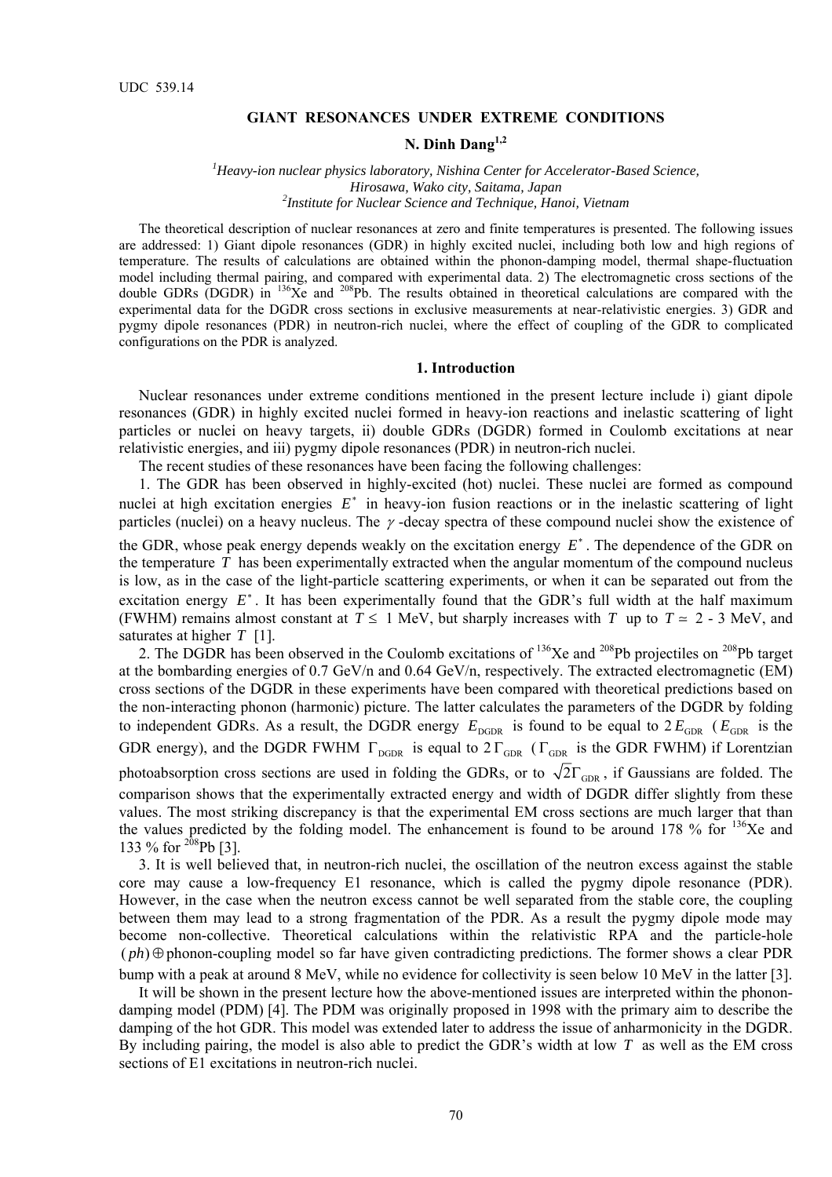UDC 539.14

# GIANT RESONANCES UNDER EXTREME CONDITIONS

**N. Dinh Dang**[1,2]

[1]*Heavy-ion nuclear physics laboratory, Nishina Center for Accelerator-Based Science, Hirosawa, Wako city, Saitama, Japan*
[2]*Institute for Nuclear Science and Technique, Hanoi, Vietnam*

The theoretical description of nuclear resonances at zero and finite temperatures is presented. The following issues are addressed: 1) Giant dipole resonances (GDR) in highly excited nuclei, including both low and high regions of temperature. The results of calculations are obtained within the phonon-damping model, thermal shape-fluctuation model including thermal pairing, and compared with experimental data. 2) The electromagnetic cross sections of the double GDRs (DGDR) in $^{136}$Xe and $^{208}$Pb. The results obtained in theoretical calculations are compared with the experimental data for the DGDR cross sections in exclusive measurements at near-relativistic energies. 3) GDR and pygmy dipole resonances (PDR) in neutron-rich nuclei, where the effect of coupling of the GDR to complicated configurations on the PDR is analyzed.

## 1. Introduction

Nuclear resonances under extreme conditions mentioned in the present lecture include i) giant dipole resonances (GDR) in highly excited nuclei formed in heavy-ion reactions and inelastic scattering of light particles or nuclei on heavy targets, ii) double GDRs (DGDR) formed in Coulomb excitations at near relativistic energies, and iii) pygmy dipole resonances (PDR) in neutron-rich nuclei.

The recent studies of these resonances have been facing the following challenges:

1. The GDR has been observed in highly-excited (hot) nuclei. These nuclei are formed as compound nuclei at high excitation energies $E^*$ in heavy-ion fusion reactions or in the inelastic scattering of light particles (nuclei) on a heavy nucleus. The $\gamma$-decay spectra of these compound nuclei show the existence of the GDR, whose peak energy depends weakly on the excitation energy $E^*$. The dependence of the GDR on the temperature $T$ has been experimentally extracted when the angular momentum of the compound nucleus is low, as in the case of the light-particle scattering experiments, or when it can be separated out from the excitation energy $E^*$. It has been experimentally found that the GDR's full width at the half maximum (FWHM) remains almost constant at $T \leq 1$ MeV, but sharply increases with $T$ up to $T \simeq 2$ - 3 MeV, and saturates at higher $T$ [1].

2. The DGDR has been observed in the Coulomb excitations of $^{136}$Xe and $^{208}$Pb projectiles on $^{208}$Pb target at the bombarding energies of 0.7 GeV/n and 0.64 GeV/n, respectively. The extracted electromagnetic (EM) cross sections of the DGDR in these experiments have been compared with theoretical predictions based on the non-interacting phonon (harmonic) picture. The latter calculates the parameters of the DGDR by folding to independent GDRs. As a result, the DGDR energy $E_{\rm DGDR}$ is found to be equal to $2E_{\rm GDR}$ ($E_{\rm GDR}$ is the GDR energy), and the DGDR FWHM $\Gamma_{\rm DGDR}$ is equal to $2\Gamma_{\rm GDR}$ ($\Gamma_{\rm GDR}$ is the GDR FWHM) if Lorentzian photoabsorption cross sections are used in folding the GDRs, or to $\sqrt{2}\Gamma_{\rm GDR}$, if Gaussians are folded. The comparison shows that the experimentally extracted energy and width of DGDR differ slightly from these values. The most striking discrepancy is that the experimental EM cross sections are much larger that than the values predicted by the folding model. The enhancement is found to be around 178 % for $^{136}$Xe and 133 % for $^{208}$Pb [3].

3. It is well believed that, in neutron-rich nuclei, the oscillation of the neutron excess against the stable core may cause a low-frequency E1 resonance, which is called the pygmy dipole resonance (PDR). However, in the case when the neutron excess cannot be well separated from the stable core, the coupling between them may lead to a strong fragmentation of the PDR. As a result the pygmy dipole mode may become non-collective. Theoretical calculations within the relativistic RPA and the particle-hole $(ph)\oplus$phonon-coupling model so far have given contradicting predictions. The former shows a clear PDR bump with a peak at around 8 MeV, while no evidence for collectivity is seen below 10 MeV in the latter [3].

It will be shown in the present lecture how the above-mentioned issues are interpreted within the phonon-damping model (PDM) [4]. The PDM was originally proposed in 1998 with the primary aim to describe the damping of the hot GDR. This model was extended later to address the issue of anharmonicity in the DGDR. By including pairing, the model is also able to predict the GDR's width at low $T$ as well as the EM cross sections of E1 excitations in neutron-rich nuclei.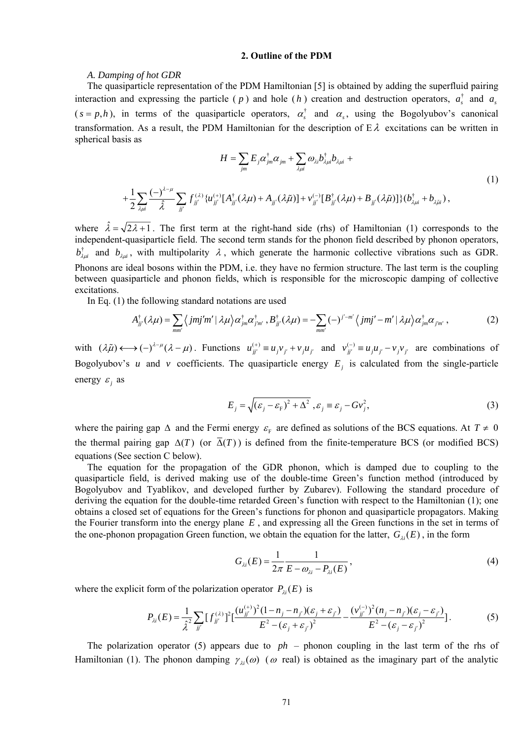## 2. Outline of the PDM

*A. Damping of hot GDR*

The quasiparticle representation of the PDM Hamiltonian [5] is obtained by adding the superfluid pairing interaction and expressing the particle ($p$) and hole ($h$) creation and destruction operators, $a_s^\dagger$ and $a_s$ ($s = p, h$), in terms of the quasiparticle operators, $\alpha_s^\dagger$ and $\alpha_s$, using the Bogolyubov's canonical transformation. As a result, the PDM Hamiltonian for the description of E$\lambda$ excitations can be written in spherical basis as

$$H = \sum_{jm} E_j \alpha_{jm}^\dagger \alpha_{jm} + \sum_{\lambda\mu i} \omega_{\lambda i} b_{\lambda\mu i}^\dagger b_{\lambda\mu i} + \\ + \frac{1}{2}\sum_{\lambda\mu i} \frac{(-)^{\lambda-\mu}}{\hat{\lambda}} \sum_{jj'} f_{jj'}^{(\lambda)} \{ u_{jj'}^{(+)} [A_{jj'}^\dagger(\lambda\mu) + A_{jj'}(\lambda\tilde{\mu})] + v_{jj'}^{(-)} [B_{jj'}^\dagger(\lambda\mu) + B_{jj'}(\lambda\tilde{\mu})] \} (b_{\lambda\mu i}^\dagger + b_{\lambda\tilde{\mu} i}), \tag{1}$$

where $\hat{\lambda} = \sqrt{2\lambda + 1}$. The first term at the right-hand side (rhs) of Hamiltonian (1) corresponds to the independent-quasiparticle field. The second term stands for the phonon field described by phonon operators, $b_{\lambda\mu i}^\dagger$ and $b_{\lambda\mu i}$, with multipolarity $\lambda$, which generate the harmonic collective vibrations such as GDR. Phonons are ideal bosons within the PDM, i.e. they have no fermion structure. The last term is the coupling between quasiparticle and phonon fields, which is responsible for the microscopic damping of collective excitations.

In Eq. (1) the following standard notations are used

$$A_{jj'}^\dagger(\lambda\mu) = \sum_{mm'} \langle jmj'm' | \lambda\mu \rangle \alpha_{jm}^\dagger \alpha_{j'm'}^\dagger , \quad B_{jj'}^\dagger(\lambda\mu) = -\sum_{mm'} (-)^{j'-m'} \langle jmj' - m' | \lambda\mu \rangle \alpha_{jm}^\dagger \alpha_{j'm'} , \tag{2}$$

with $(\lambda\tilde{\mu}) \longleftrightarrow (-)^{\lambda-\mu}(\lambda - \mu)$. Functions $u_{jj'}^{(+)} \equiv u_j v_{j'} + v_j u_{j'}$ and $v_{jj'}^{(-)} \equiv u_j u_{j'} - v_j v_{j'}$ are combinations of Bogolyubov's $u$ and $v$ coefficients. The quasiparticle energy $E_j$ is calculated from the single-particle energy $\varepsilon_j$ as

$$E_j = \sqrt{(\varepsilon_j - \varepsilon_{\rm F})^2 + \Delta^2} , \quad \varepsilon_j \equiv \varepsilon_j - G v_j^2, \tag{3}$$

where the pairing gap $\Delta$ and the Fermi energy $\varepsilon_{\rm F}$ are defined as solutions of the BCS equations. At $T \neq 0$ the thermal pairing gap $\Delta(T)$ (or $\overline{\Delta}(T)$) is defined from the finite-temperature BCS (or modified BCS) equations (See section C below).

The equation for the propagation of the GDR phonon, which is damped due to coupling to the quasiparticle field, is derived making use of the double-time Green's function method (introduced by Bogolyubov and Tyablikov, and developed further by Zubarev). Following the standard procedure of deriving the equation for the double-time retarded Green's function with respect to the Hamiltonian (1); one obtains a closed set of equations for the Green's functions for phonon and quasiparticle propagators. Making the Fourier transform into the energy plane $E$, and expressing all the Green functions in the set in terms of the one-phonon propagation Green function, we obtain the equation for the latter, $G_{\lambda i}(E)$, in the form

$$G_{\lambda i}(E) = \frac{1}{2\pi} \frac{1}{E - \omega_{\lambda i} - P_{\lambda i}(E)} , \tag{4}$$

where the explicit form of the polarization operator $P_{\lambda i}(E)$ is

$$P_{\lambda i}(E) = \frac{1}{\hat{\lambda}^2} \sum_{jj'} [f_{jj'}^{(\lambda)}]^2 \left[ \frac{(u_{jj'}^{(+)})^2 (1 - n_j - n_{j'})(\varepsilon_j + \varepsilon_{j'})}{E^2 - (\varepsilon_j + \varepsilon_{j'})^2} - \frac{(v_{jj'}^{(-)})^2 (n_j - n_{j'})(\varepsilon_j - \varepsilon_{j'})}{E^2 - (\varepsilon_j - \varepsilon_{j'})^2} \right] . \tag{5}$$

The polarization operator (5) appears due to $ph$ – phonon coupling in the last term of the rhs of Hamiltonian (1). The phonon damping $\gamma_{\lambda i}(\omega)$ ($\omega$ real) is obtained as the imaginary part of the analytic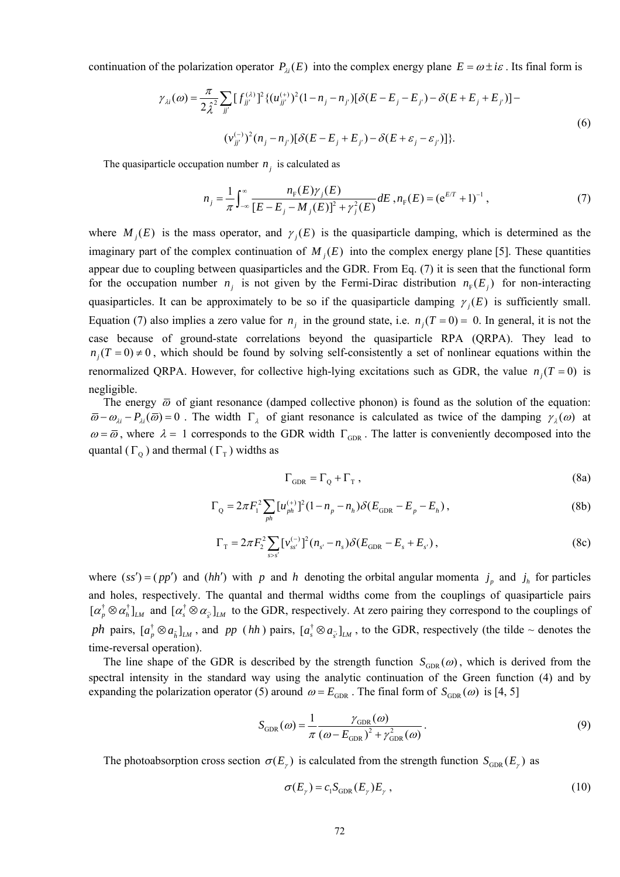continuation of the polarization operator $P_{\lambda i}(E)$ into the complex energy plane $E = \omega \pm i\varepsilon$. Its final form is

$$\gamma_{\lambda i}(\omega) = \frac{\pi}{2\hat{\lambda}^2} \sum_{jj'} [f_{jj'}^{(\lambda)}]^2 \{(u_{jj'}^{(+)})^2 (1 - n_j - n_{j'})[\delta(E - E_j - E_{j'}) - \delta(E + E_j + E_{j'})] -$$
$$(v_{jj'}^{(-)})^2 (n_j - n_{j'})[\delta(E - E_j + E_{j'}) - \delta(E + \varepsilon_j - \varepsilon_{j'})]\}. \tag{6}$$

The quasiparticle occupation number $n_j$ is calculated as

$$n_j = \frac{1}{\pi} \int_{-\infty}^{\infty} \frac{n_{\rm F}(E)\gamma_j(E)}{[E - E_j - M_j(E)]^2 + \gamma_j^2(E)} dE \;, n_{\rm F}(E) = ({\rm e}^{E/T} + 1)^{-1} \;, \tag{7}$$

where $M_j(E)$ is the mass operator, and $\gamma_j(E)$ is the quasiparticle damping, which is determined as the imaginary part of the complex continuation of $M_j(E)$ into the complex energy plane [5]. These quantities appear due to coupling between quasiparticles and the GDR. From Eq. (7) it is seen that the functional form for the occupation number $n_j$ is not given by the Fermi-Dirac distribution $n_{\rm F}(E_j)$ for non-interacting quasiparticles. It can be approximately to be so if the quasiparticle damping $\gamma_j(E)$ is sufficiently small. Equation (7) also implies a zero value for $n_j$ in the ground state, i.e. $n_j(T = 0) =$ 0. In general, it is not the case because of ground-state correlations beyond the quasiparticle RPA (QRPA). They lead to $n_j(T = 0) \neq 0$, which should be found by solving self-consistently a set of nonlinear equations within the renormalized QRPA. However, for collective high-lying excitations such as GDR, the value $n_j(T = 0)$ is negligible.

The energy $\bar{\omega}$ of giant resonance (damped collective phonon) is found as the solution of the equation: $\bar{\omega} - \omega_{\lambda i} - P_{\lambda i}(\bar{\omega}) = 0$. The width $\Gamma_\lambda$ of giant resonance is calculated as twice of the damping $\gamma_\lambda(\omega)$ at $\omega = \bar{\omega}$, where $\lambda =$ 1 corresponds to the GDR width $\Gamma_{\rm GDR}$. The latter is conveniently decomposed into the quantal ($\Gamma_{\rm Q}$) and thermal ($\Gamma_{\rm T}$) widths as

$$\Gamma_{\rm GDR} = \Gamma_{\rm Q} + \Gamma_{\rm T} \;, \tag{8a}$$

$$\Gamma_{\rm Q} = 2\pi F_1^2 \sum_{ph} [u_{ph}^{(+)}]^2 (1 - n_p - n_h)\delta(E_{\rm GDR} - E_p - E_h) \;, \tag{8b}$$

$$\Gamma_{\rm T} = 2\pi F_2^2 \sum_{s>s'} [v_{ss'}^{(-)}]^2 (n_{s'} - n_s)\delta(E_{\rm GDR} - E_s + E_{s'}) \;, \tag{8c}$$

where $(ss') = (pp')$ and $(hh')$ with $p$ and $h$ denoting the orbital angular momenta $j_p$ and $j_h$ for particles and holes, respectively. The quantal and thermal widths come from the couplings of quasiparticle pairs $[\alpha_p^\dagger \otimes \alpha_h^\dagger]_{LM}$ and $[\alpha_s^\dagger \otimes \alpha_{\tilde{s}'}]_{LM}$ to the GDR, respectively. At zero pairing they correspond to the couplings of $ph$ pairs, $[a_p^\dagger \otimes a_{\tilde{h}}]_{LM}$, and $pp$ ($hh$) pairs, $[a_s^\dagger \otimes a_{\tilde{s}'}]_{LM}$, to the GDR, respectively (the tilde ~ denotes the time-reversal operation).

The line shape of the GDR is described by the strength function $S_{\rm GDR}(\omega)$, which is derived from the spectral intensity in the standard way using the analytic continuation of the Green function (4) and by expanding the polarization operator (5) around $\omega = E_{\rm GDR}$. The final form of $S_{\rm GDR}(\omega)$ is [4, 5]

$$S_{\rm GDR}(\omega) = \frac{1}{\pi} \frac{\gamma_{\rm GDR}(\omega)}{(\omega - E_{\rm GDR})^2 + \gamma_{\rm GDR}^2(\omega)} \,. \tag{9}$$

The photoabsorption cross section $\sigma(E_\gamma)$ is calculated from the strength function $S_{\rm GDR}(E_\gamma)$ as

$$\sigma(E_\gamma) = c_1 S_{\rm GDR}(E_\gamma) E_\gamma \;, \tag{10}$$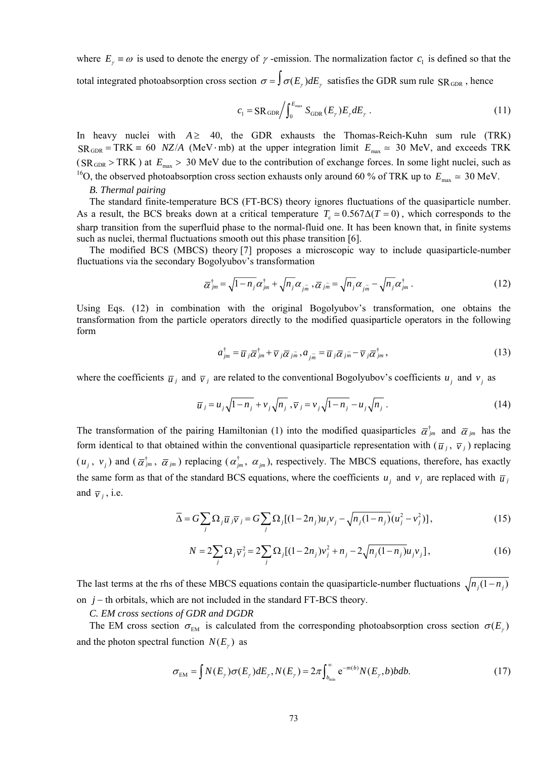where $E_\gamma \equiv \omega$ is used to denote the energy of $\gamma$ -emission. The normalization factor $c_1$ is defined so that the total integrated photoabsorption cross section $\sigma = \int \sigma(E_\gamma) dE_\gamma$ satisfies the GDR sum rule $\mathrm{SR}_{\mathrm{GDR}}$, hence

$$c_1 = \mathrm{SR}_{\mathrm{GDR}} \Big/ \int_0^{E_{\max}} S_{\mathrm{GDR}}(E_\gamma) E_\gamma dE_\gamma \,. \tag{11}$$

In heavy nuclei with $A \geq$ 40, the GDR exhausts the Thomas-Reich-Kuhn sum rule (TRK) $\mathrm{SR}_{\mathrm{GDR}} = \mathrm{TRK} \equiv 60 \;\; NZ/A$ (MeV$\cdot$mb) at the upper integration limit $E_{\max} \simeq$ 30 MeV, and exceeds TRK ($\mathrm{SR}_{\mathrm{GDR}} > \mathrm{TRK}$) at $E_{\max} >$ 30 MeV due to the contribution of exchange forces. In some light nuclei, such as $^{16}$O, the observed photoabsorption cross section exhausts only around 60 % of TRK up to $E_{\max} \simeq$ 30 MeV.

*B. Thermal pairing*

The standard finite-temperature BCS (FT-BCS) theory ignores fluctuations of the quasiparticle number. As a result, the BCS breaks down at a critical temperature $T_c \simeq 0.567\Delta(T=0)$, which corresponds to the sharp transition from the superfluid phase to the normal-fluid one. It has been known that, in finite systems such as nuclei, thermal fluctuations smooth out this phase transition [6].

The modified BCS (MBCS) theory [7] proposes a microscopic way to include quasiparticle-number fluctuations via the secondary Bogolyubov's transformation

$$\bar{\alpha}^\dagger_{jm} = \sqrt{1-n_j}\,\alpha^\dagger_{jm} + \sqrt{n_j}\,\alpha_{j\tilde{m}} \,, \bar{\alpha}_{j\tilde{m}} = \sqrt{n_j}\,\alpha_{j\tilde{m}} - \sqrt{n_j}\,\alpha^\dagger_{jm} \,. \tag{12}$$

Using Eqs. (12) in combination with the original Bogolyubov's transformation, one obtains the transformation from the particle operators directly to the modified quasiparticle operators in the following form

$$a^\dagger_{jm} = \bar{u}_j \bar{\alpha}^\dagger_{jm} + \bar{v}_j \bar{\alpha}_{j\tilde{m}} \,, a_{j\tilde{m}} = \bar{u}_j \bar{\alpha}_{j\tilde{m}} - \bar{v}_j \bar{\alpha}^\dagger_{jm} \,, \tag{13}$$

where the coefficients $\bar{u}_j$ and $\bar{v}_j$ are related to the conventional Bogolyubov's coefficients $u_j$ and $v_j$ as

$$\bar{u}_j = u_j \sqrt{1-n_j} + v_j \sqrt{n_j} \,, \bar{v}_j = v_j \sqrt{1-n_j} - u_j \sqrt{n_j} \,. \tag{14}$$

The transformation of the pairing Hamiltonian (1) into the modified quasiparticles $\bar{\alpha}^\dagger_{jm}$ and $\bar{\alpha}_{jm}$ has the form identical to that obtained within the conventional quasiparticle representation with ($\bar{u}_j$, $\bar{v}_j$) replacing ($u_j$, $v_j$) and ($\bar{\alpha}^\dagger_{jm}$, $\bar{\alpha}_{jm}$) replacing ($\alpha^\dagger_{jm}$, $\alpha_{jm}$), respectively. The MBCS equations, therefore, has exactly the same form as that of the standard BCS equations, where the coefficients $u_j$ and $v_j$ are replaced with $\bar{u}_j$ and $\bar{v}_j$, i.e.

$$\bar{\Delta} = G \sum_j \Omega_j \bar{u}_j \bar{v}_j = G \sum_j \Omega_j [(1-2n_j) u_j v_j - \sqrt{n_j(1-n_j)}(u_j^2 - v_j^2)] \,, \tag{15}$$

$$N = 2 \sum_j \Omega_j \bar{v}_j^2 = 2 \sum_j \Omega_j [(1-2n_j) v_j^2 + n_j - 2\sqrt{n_j(1-n_j)}\, u_j v_j] \,, \tag{16}$$

The last terms at the rhs of these MBCS equations contain the quasiparticle-number fluctuations $\sqrt{n_j(1-n_j)}$ on $j$ – th orbitals, which are not included in the standard FT-BCS theory.

*C. EM cross sections of GDR and DGDR*

The EM cross section $\sigma_{\mathrm{EM}}$ is calculated from the corresponding photoabsorption cross section $\sigma(E_\gamma)$ and the photon spectral function $N(E_\gamma)$ as

$$\sigma_{\mathrm{EM}} = \int N(E_\gamma) \sigma(E_\gamma) dE_\gamma \,, N(E_\gamma) = 2\pi \int_{b_{\min}}^{\infty} \mathrm{e}^{-m(b)} N(E_\gamma, b) b db. \tag{17}$$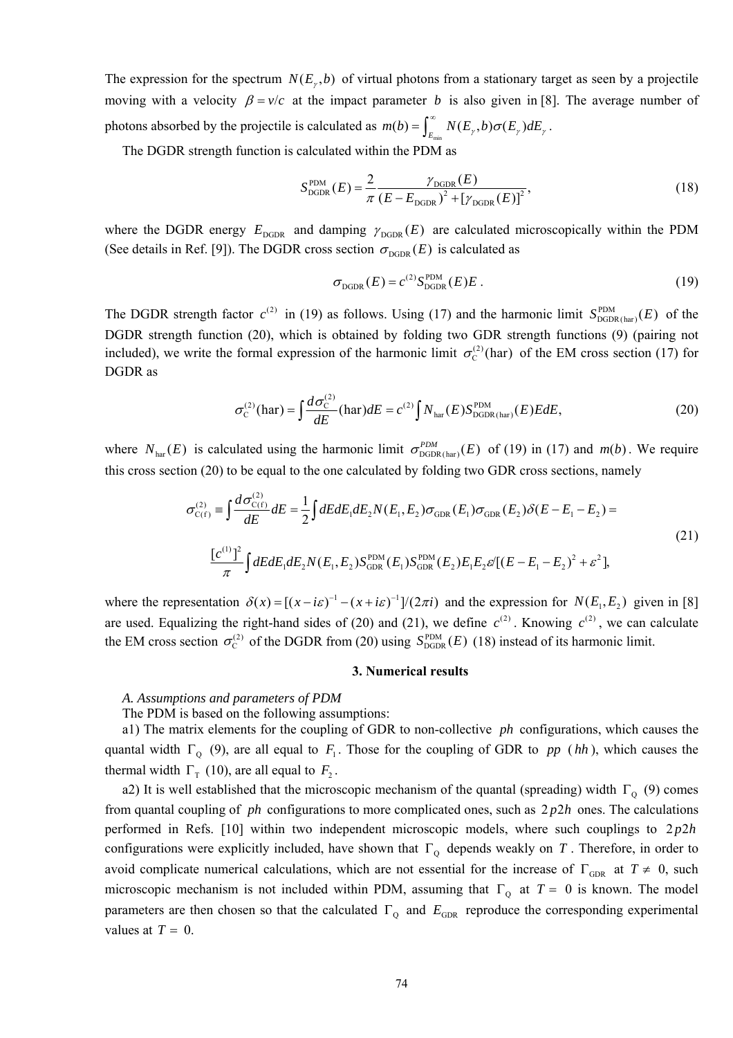The expression for the spectrum $N(E_\gamma, b)$ of virtual photons from a stationary target as seen by a projectile moving with a velocity $\beta = v/c$ at the impact parameter $b$ is also given in [8]. The average number of photons absorbed by the projectile is calculated as $m(b) = \int_{E_{\min}}^{\infty} N(E_\gamma, b)\sigma(E_\gamma)dE_\gamma$.

The DGDR strength function is calculated within the PDM as

$$S_{\rm DGDR}^{\rm PDM}(E) = \frac{2}{\pi}\frac{\gamma_{\rm DGDR}(E)}{(E - E_{\rm DGDR})^2 + [\gamma_{\rm DGDR}(E)]^2}, \tag{18}$$

where the DGDR energy $E_{\rm DGDR}$ and damping $\gamma_{\rm DGDR}(E)$ are calculated microscopically within the PDM (See details in Ref. [9]). The DGDR cross section $\sigma_{\rm DGDR}(E)$ is calculated as

$$\sigma_{\rm DGDR}(E) = c^{(2)} S_{\rm DGDR}^{\rm PDM}(E) E\ . \tag{19}$$

The DGDR strength factor $c^{(2)}$ in (19) as follows. Using (17) and the harmonic limit $S_{\rm DGDR(har)}^{\rm PDM}(E)$ of the DGDR strength function (20), which is obtained by folding two GDR strength functions (9) (pairing not included), we write the formal expression of the harmonic limit $\sigma_{\rm C}^{(2)}(\text{har})$ of the EM cross section (17) for DGDR as

$$\sigma_{\rm C}^{(2)}(\text{har}) = \int \frac{d\sigma_{\rm C}^{(2)}}{dE}(\text{har})dE = c^{(2)}\int N_{\rm har}(E) S_{\rm DGDR(har)}^{\rm PDM}(E) E dE, \tag{20}$$

where $N_{\rm har}(E)$ is calculated using the harmonic limit $\sigma_{\rm DGDR(har)}^{PDM}(E)$ of (19) in (17) and $m(b)$. We require this cross section (20) to be equal to the one calculated by folding two GDR cross sections, namely

$$\begin{aligned}
\sigma_{\rm C(f)}^{(2)} &\equiv \int \frac{d\sigma_{\rm C(f)}^{(2)}}{dE}dE = \frac{1}{2}\int dE dE_1 dE_2 N(E_1, E_2)\sigma_{\rm GDR}(E_1)\sigma_{\rm GDR}(E_2)\delta(E - E_1 - E_2) = \\
&\frac{[c^{(1)}]^2}{\pi}\int dE dE_1 dE_2 N(E_1, E_2) S_{\rm GDR}^{\rm PDM}(E_1) S_{\rm GDR}^{\rm PDM}(E_2) E_1 E_2 \varepsilon/[(E - E_1 - E_2)^2 + \varepsilon^2],
\end{aligned} \tag{21}$$

where the representation $\delta(x) = [(x - i\varepsilon)^{-1} - (x + i\varepsilon)^{-1}]/(2\pi i)$ and the expression for $N(E_1, E_2)$ given in [8] are used. Equalizing the right-hand sides of (20) and (21), we define $c^{(2)}$. Knowing $c^{(2)}$, we can calculate the EM cross section $\sigma_{\rm C}^{(2)}$ of the DGDR from (20) using $S_{\rm DGDR}^{\rm PDM}(E)$ (18) instead of its harmonic limit.

## 3. Numerical results

*A. Assumptions and parameters of PDM*

The PDM is based on the following assumptions:

a1) The matrix elements for the coupling of GDR to non-collective $ph$ configurations, which causes the quantal width $\Gamma_{\rm Q}$ (9), are all equal to $F_1$. Those for the coupling of GDR to $pp$ ($hh$), which causes the thermal width $\Gamma_{\rm T}$ (10), are all equal to $F_2$.

a2) It is well established that the microscopic mechanism of the quantal (spreading) width $\Gamma_{\rm Q}$ (9) comes from quantal coupling of $ph$ configurations to more complicated ones, such as $2p2h$ ones. The calculations performed in Refs. [10] within two independent microscopic models, where such couplings to $2p2h$ configurations were explicitly included, have shown that $\Gamma_{\rm Q}$ depends weakly on $T$. Therefore, in order to avoid complicate numerical calculations, which are not essential for the increase of $\Gamma_{\rm GDR}$ at $T \neq 0$, such microscopic mechanism is not included within PDM, assuming that $\Gamma_{\rm Q}$ at $T = 0$ is known. The model parameters are then chosen so that the calculated $\Gamma_{\rm Q}$ and $E_{\rm GDR}$ reproduce the corresponding experimental values at $T = 0$.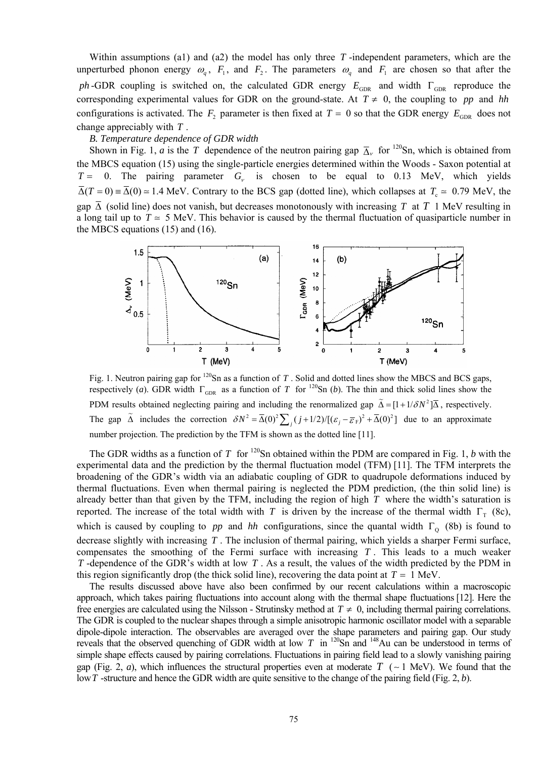Within assumptions (a1) and (a2) the model has only three $T$-independent parameters, which are the unperturbed phonon energy $\omega_q$, $F_1$, and $F_2$. The parameters $\omega_q$ and $F_1$ are chosen so that after the $ph$-GDR coupling is switched on, the calculated GDR energy $E_{\rm GDR}$ and width $\Gamma_{\rm GDR}$ reproduce the corresponding experimental values for GDR on the ground-state. At $T \neq 0$, the coupling to $pp$ and $hh$ configurations is activated. The $F_2$ parameter is then fixed at $T = 0$ so that the GDR energy $E_{\rm GDR}$ does not change appreciably with $T$.

*B. Temperature dependence of GDR width*

Shown in Fig. 1, *a* is the $T$ dependence of the neutron pairing gap $\overline{\Delta}_\nu$ for $^{120}$Sn, which is obtained from the MBCS equation (15) using the single-particle energies determined within the Woods - Saxon potential at $T = 0$. The pairing parameter $G_\nu$ is chosen to be equal to 0.13 MeV, which yields $\overline{\Delta}(T=0) \equiv \overline{\Delta}(0) \simeq 1.4$ MeV. Contrary to the BCS gap (dotted line), which collapses at $T_c \simeq 0.79$ MeV, the gap $\overline{\Delta}$ (solid line) does not vanish, but decreases monotonously with increasing $T$ at $T$ 1 MeV resulting in a long tail up to $T \simeq 5$ MeV. This behavior is caused by the thermal fluctuation of quasiparticle number in the MBCS equations (15) and (16).

Fig. 1. Neutron pairing gap for $^{120}$Sn as a function of $T$. Solid and dotted lines show the MBCS and BCS gaps, respectively (*a*). GDR width $\Gamma_{\rm GDR}$ as a function of $T$ for $^{120}$Sn (*b*). The thin and thick solid lines show the PDM results obtained neglecting pairing and including the renormalized gap $\widetilde{\Delta} = [1 + 1/\delta N^2]\overline{\Delta}$, respectively. The gap $\widetilde{\Delta}$ includes the correction $\delta N^2 = \overline{\Delta}(0)^2 \sum_j (j+1/2)/[(\varepsilon_j - \overline{\varepsilon}_{\rm F})^2 + \overline{\Delta}(0)^2]$ due to an approximate number projection. The prediction by the TFM is shown as the dotted line [11].

The GDR widths as a function of $T$ for $^{120}$Sn obtained within the PDM are compared in Fig. 1, *b* with the experimental data and the prediction by the thermal fluctuation model (TFM) [11]. The TFM interprets the broadening of the GDR's width via an adiabatic coupling of GDR to quadrupole deformations induced by thermal fluctuations. Even when thermal pairing is neglected the PDM prediction, (the thin solid line) is already better than that given by the TFM, including the region of high $T$ where the width's saturation is reported. The increase of the total width with $T$ is driven by the increase of the thermal width $\Gamma_{\rm T}$ (8c), which is caused by coupling to $pp$ and $hh$ configurations, since the quantal width $\Gamma_{\rm Q}$ (8b) is found to decrease slightly with increasing $T$. The inclusion of thermal pairing, which yields a sharper Fermi surface, compensates the smoothing of the Fermi surface with increasing $T$. This leads to a much weaker $T$-dependence of the GDR's width at low $T$. As a result, the values of the width predicted by the PDM in this region significantly drop (the thick solid line), recovering the data point at $T = 1$ MeV.

The results discussed above have also been confirmed by our recent calculations within a macroscopic approach, which takes pairing fluctuations into account along with the thermal shape fluctuations [12]. Here the free energies are calculated using the Nilsson - Strutinsky method at $T \neq 0$, including thermal pairing correlations. The GDR is coupled to the nuclear shapes through a simple anisotropic harmonic oscillator model with a separable dipole-dipole interaction. The observables are averaged over the shape parameters and pairing gap. Our study reveals that the observed quenching of GDR width at low $T$ in $^{120}$Sn and $^{148}$Au can be understood in terms of simple shape effects caused by pairing correlations. Fluctuations in pairing field lead to a slowly vanishing pairing gap (Fig. 2, *a*), which influences the structural properties even at moderate $T$ (~ 1 MeV). We found that the low $T$-structure and hence the GDR width are quite sensitive to the change of the pairing field (Fig. 2, *b*).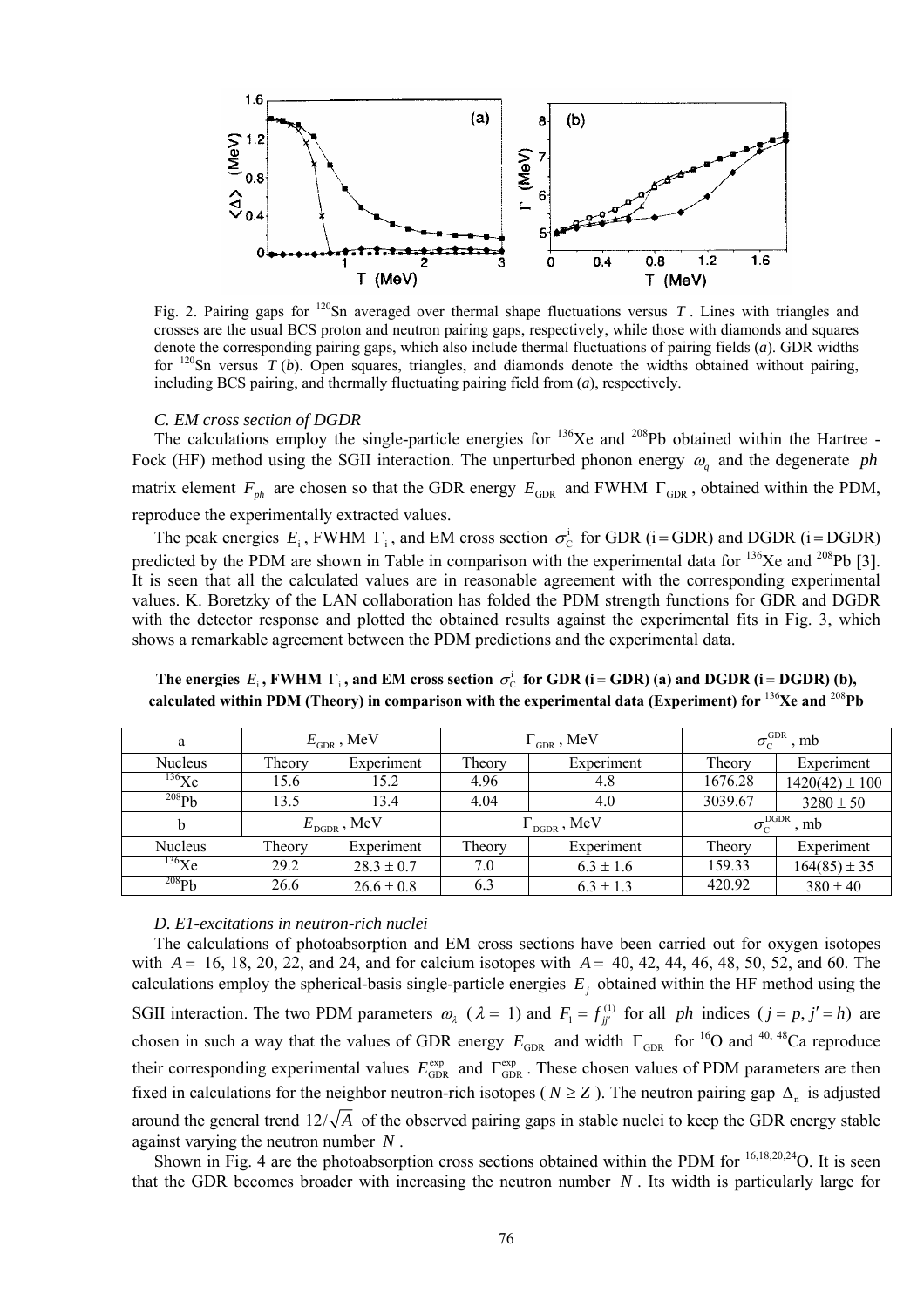Fig. 2. Pairing gaps for [120]Sn averaged over thermal shape fluctuations versus $T$. Lines with triangles and crosses are the usual BCS proton and neutron pairing gaps, respectively, while those with diamonds and squares denote the corresponding pairing gaps, which also include thermal fluctuations of pairing fields (*a*). GDR widths for [120]Sn versus $T$ (*b*). Open squares, triangles, and diamonds denote the widths obtained without pairing, including BCS pairing, and thermally fluctuating pairing field from (*a*), respectively.

### C. EM cross section of DGDR

The calculations employ the single-particle energies for $^{136}$Xe and $^{208}$Pb obtained within the Hartree - Fock (HF) method using the SGII interaction. The unperturbed phonon energy $\omega_q$ and the degenerate $ph$ matrix element $F_{ph}$ are chosen so that the GDR energy $E_{\rm GDR}$ and FWHM $\Gamma_{\rm GDR}$, obtained within the PDM, reproduce the experimentally extracted values.

The peak energies $E_{\rm i}$, FWHM $\Gamma_{\rm i}$, and EM cross section $\sigma_{\rm C}^{\rm i}$ for GDR (i = GDR) and DGDR (i = DGDR) predicted by the PDM are shown in Table in comparison with the experimental data for $^{136}$Xe and $^{208}$Pb [3]. It is seen that all the calculated values are in reasonable agreement with the corresponding experimental values. K. Boretzky of the LAN collaboration has folded the PDM strength functions for GDR and DGDR with the detector response and plotted the obtained results against the experimental fits in Fig. 3, which shows a remarkable agreement between the PDM predictions and the experimental data.

**The energies $E_{\rm i}$, FWHM $\Gamma_{\rm i}$, and EM cross section $\sigma_{\rm C}^{\rm i}$ for GDR (i = GDR) (a) and DGDR (i = DGDR) (b), calculated within PDM (Theory) in comparison with the experimental data (Experiment) for $^{136}$Xe and $^{208}$Pb**

| a | $E_{\rm GDR}$, MeV | | $\Gamma_{\rm GDR}$, MeV | | $\sigma_{\rm C}^{\rm GDR}$, mb | |
|---|---|---|---|---|---|---|
| Nucleus | Theory | Experiment | Theory | Experiment | Theory | Experiment |
| $^{136}$Xe | 15.6 | 15.2 | 4.96 | 4.8 | 1676.28 | 1420(42) ± 100 |
| $^{208}$Pb | 13.5 | 13.4 | 4.04 | 4.0 | 3039.67 | 3280 ± 50 |
| b | $E_{\rm DGDR}$, MeV | | $\Gamma_{\rm DGDR}$, MeV | | $\sigma_{\rm C}^{\rm DGDR}$, mb | |
| Nucleus | Theory | Experiment | Theory | Experiment | Theory | Experiment |
| $^{136}$Xe | 29.2 | 28.3 ± 0.7 | 7.0 | 6.3 ± 1.6 | 159.33 | 164(85) ± 35 |
| $^{208}$Pb | 26.6 | 26.6 ± 0.8 | 6.3 | 6.3 ± 1.3 | 420.92 | 380 ± 40 |

### D. E1-excitations in neutron-rich nuclei

The calculations of photoabsorption and EM cross sections have been carried out for oxygen isotopes with $A$ = 16, 18, 20, 22, and 24, and for calcium isotopes with $A$ = 40, 42, 44, 46, 48, 50, 52, and 60. The calculations employ the spherical-basis single-particle energies $E_j$ obtained within the HF method using the SGII interaction. The two PDM parameters $\omega_\lambda$ ($\lambda = 1$) and $F_1 = f_{jj'}^{(1)}$ for all $ph$ indices ($j = p, j' = h$) are chosen in such a way that the values of GDR energy $E_{\rm GDR}$ and width $\Gamma_{\rm GDR}$ for $^{16}$O and $^{40, 48}$Ca reproduce their corresponding experimental values $E_{\rm GDR}^{\rm exp}$ and $\Gamma_{\rm GDR}^{\rm exp}$. These chosen values of PDM parameters are then fixed in calculations for the neighbor neutron-rich isotopes ($N \geq Z$). The neutron pairing gap $\Delta_{\rm n}$ is adjusted around the general trend $12/\sqrt{A}$ of the observed pairing gaps in stable nuclei to keep the GDR energy stable against varying the neutron number $N$.

Shown in Fig. 4 are the photoabsorption cross sections obtained within the PDM for $^{16,18,20,24}$O. It is seen that the GDR becomes broader with increasing the neutron number $N$. Its width is particularly large for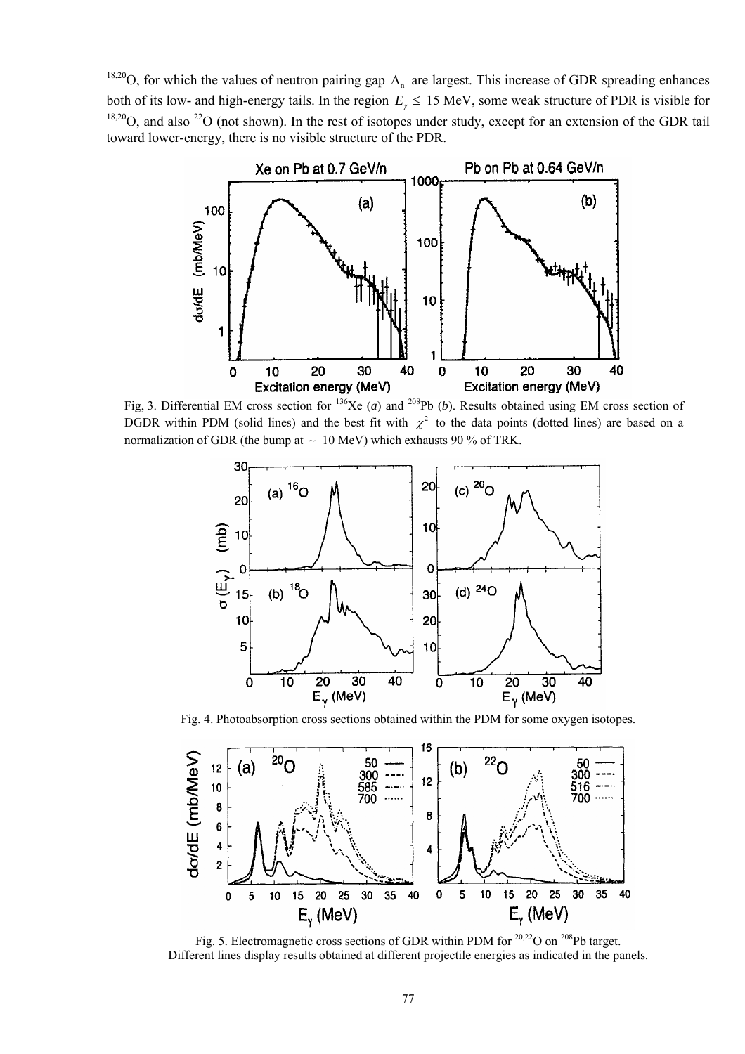$^{18,20}$O, for which the values of neutron pairing gap $\Delta_n$ are largest. This increase of GDR spreading enhances both of its low- and high-energy tails. In the region $E_\gamma \leq 15$ MeV, some weak structure of PDR is visible for $^{18,20}$O, and also $^{22}$O (not shown). In the rest of isotopes under study, except for an extension of the GDR tail toward lower-energy, there is no visible structure of the PDR.

Fig, 3. Differential EM cross section for $^{136}$Xe (*a*) and $^{208}$Pb (*b*). Results obtained using EM cross section of DGDR within PDM (solid lines) and the best fit with $\chi^2$ to the data points (dotted lines) are based on a normalization of GDR (the bump at ~ 10 MeV) which exhausts 90 % of TRK.

Fig. 4. Photoabsorption cross sections obtained within the PDM for some oxygen isotopes.

Fig. 5. Electromagnetic cross sections of GDR within PDM for $^{20,22}$O on $^{208}$Pb target. Different lines display results obtained at different projectile energies as indicated in the panels.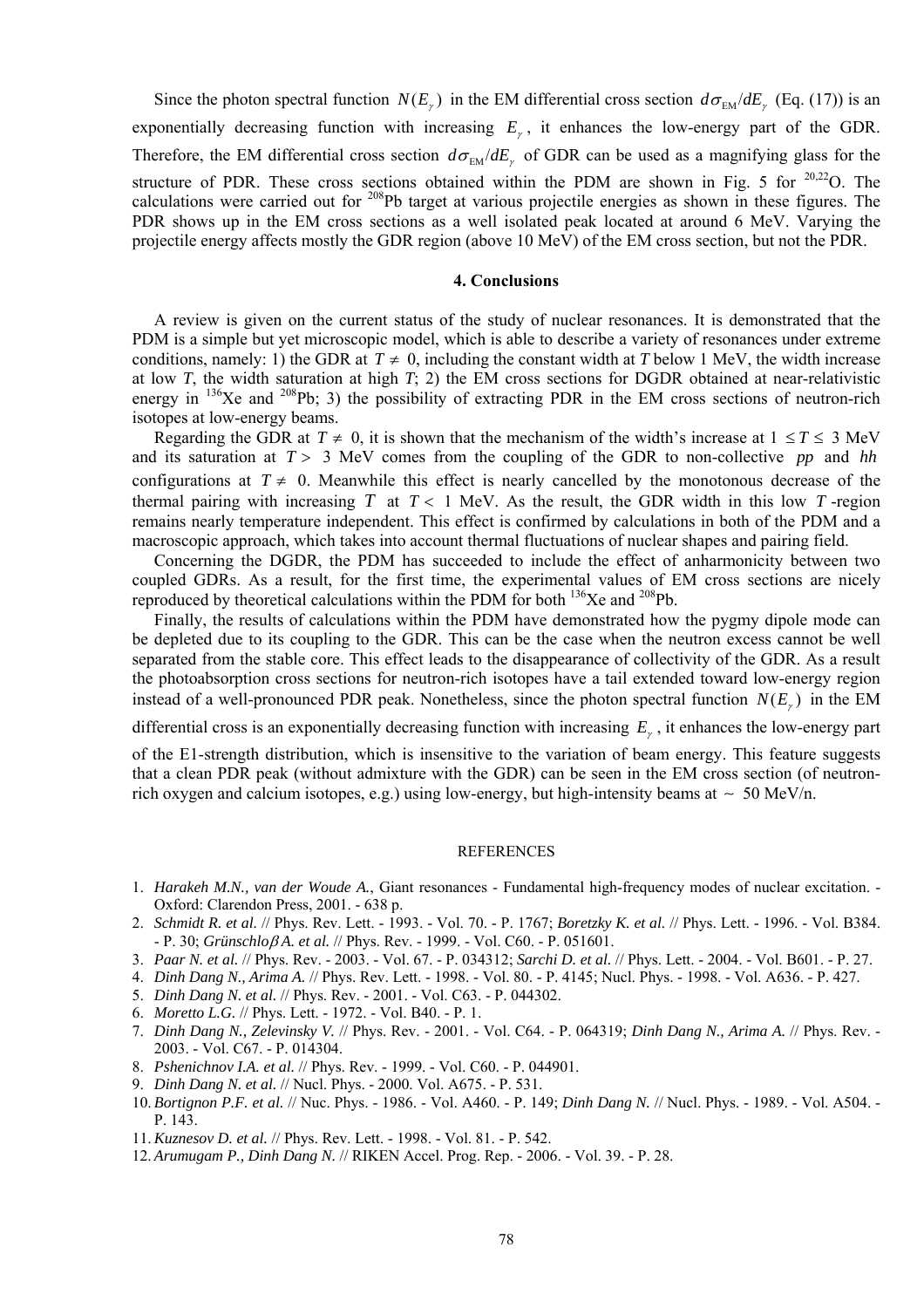Since the photon spectral function $N(E_\gamma)$ in the EM differential cross section $d\sigma_{\rm EM}/dE_\gamma$ (Eq. (17)) is an exponentially decreasing function with increasing $E_\gamma$, it enhances the low-energy part of the GDR. Therefore, the EM differential cross section $d\sigma_{\rm EM}/dE_\gamma$ of GDR can be used as a magnifying glass for the structure of PDR. These cross sections obtained within the PDM are shown in Fig. 5 for $^{20,22}$O. The calculations were carried out for $^{208}$Pb target at various projectile energies as shown in these figures. The PDR shows up in the EM cross sections as a well isolated peak located at around 6 MeV. Varying the projectile energy affects mostly the GDR region (above 10 MeV) of the EM cross section, but not the PDR.

## 4. Conclusions

A review is given on the current status of the study of nuclear resonances. It is demonstrated that the PDM is a simple but yet microscopic model, which is able to describe a variety of resonances under extreme conditions, namely: 1) the GDR at $T \neq 0$, including the constant width at *T* below 1 MeV, the width increase at low *T*, the width saturation at high *T*; 2) the EM cross sections for DGDR obtained at near-relativistic energy in $^{136}$Xe and $^{208}$Pb; 3) the possibility of extracting PDR in the EM cross sections of neutron-rich isotopes at low-energy beams.

Regarding the GDR at $T \neq 0$, it is shown that the mechanism of the width's increase at $1 \leq T \leq 3$ MeV and its saturation at $T > 3$ MeV comes from the coupling of the GDR to non-collective *pp* and *hh* configurations at $T \neq 0$. Meanwhile this effect is nearly cancelled by the monotonous decrease of the thermal pairing with increasing $T$ at $T < 1$ MeV. As the result, the GDR width in this low $T$-region remains nearly temperature independent. This effect is confirmed by calculations in both of the PDM and a macroscopic approach, which takes into account thermal fluctuations of nuclear shapes and pairing field.

Concerning the DGDR, the PDM has succeeded to include the effect of anharmonicity between two coupled GDRs. As a result, for the first time, the experimental values of EM cross sections are nicely reproduced by theoretical calculations within the PDM for both $^{136}$Xe and $^{208}$Pb.

Finally, the results of calculations within the PDM have demonstrated how the pygmy dipole mode can be depleted due to its coupling to the GDR. This can be the case when the neutron excess cannot be well separated from the stable core. This effect leads to the disappearance of collectivity of the GDR. As a result the photoabsorption cross sections for neutron-rich isotopes have a tail extended toward low-energy region instead of a well-pronounced PDR peak. Nonetheless, since the photon spectral function $N(E_\gamma)$ in the EM differential cross is an exponentially decreasing function with increasing $E_\gamma$, it enhances the low-energy part of the E1-strength distribution, which is insensitive to the variation of beam energy. This feature suggests that a clean PDR peak (without admixture with the GDR) can be seen in the EM cross section (of neutron-rich oxygen and calcium isotopes, e.g.) using low-energy, but high-intensity beams at $\sim$ 50 MeV/n.

REFERENCES

1. *Harakeh M.N., van der Woude A.*, Giant resonances - Fundamental high-frequency modes of nuclear excitation. - Oxford: Clarendon Press, 2001. - 638 p.
2. *Schmidt R. et al.* // Phys. Rev. Lett. - 1993. - Vol. 70. - P. 1767; *Boretzky K. et al.* // Phys. Lett. - 1996. - Vol. B384. - P. 30; *Grünschloβ A. et al.* // Phys. Rev. - 1999. - Vol. C60. - P. 051601.
3. *Paar N. et al.* // Phys. Rev. - 2003. - Vol. 67. - P. 034312; *Sarchi D. et al.* // Phys. Lett. - 2004. - Vol. B601. - P. 27.
4. *Dinh Dang N., Arima A.* // Phys. Rev. Lett. - 1998. - Vol. 80. - P. 4145; Nucl. Phys. - 1998. - Vol. A636. - P. 427.
5. *Dinh Dang N. et al.* // Phys. Rev. - 2001. - Vol. C63. - P. 044302.
6. *Moretto L.G.* // Phys. Lett. - 1972. - Vol. B40. - P. 1.
7. *Dinh Dang N., Zelevinsky V.* // Phys. Rev. - 2001. - Vol. C64. - P. 064319; *Dinh Dang N., Arima A.* // Phys. Rev. - 2003. - Vol. C67. - P. 014304.
8. *Pshenichnov I.A. et al.* // Phys. Rev. - 1999. - Vol. C60. - P. 044901.
9. *Dinh Dang N. et al.* // Nucl. Phys. - 2000. Vol. A675. - P. 531.
10. *Bortignon P.F. et al.* // Nuc. Phys. - 1986. - Vol. A460. - P. 149; *Dinh Dang N.* // Nucl. Phys. - 1989. - Vol. A504. - P. 143.
11. *Kuznesov D. et al.* // Phys. Rev. Lett. - 1998. - Vol. 81. - P. 542.
12. *Arumugam P., Dinh Dang N.* // RIKEN Accel. Prog. Rep. - 2006. - Vol. 39. - P. 28.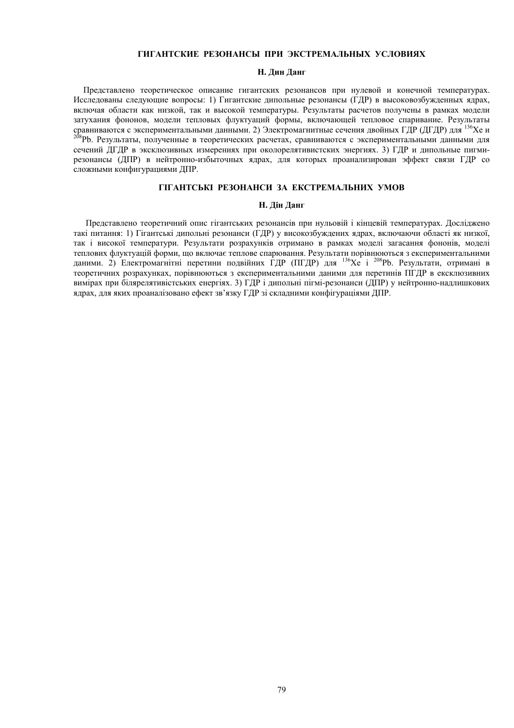## ГИГАНТСКИЕ РЕЗОНАНСЫ ПРИ ЭКСТРЕМАЛЬНЫХ УСЛОВИЯХ

**Н. Дин Данг**

Представлено теоретическое описание гигантских резонансов при нулевой и конечной температурах. Исследованы следующие вопросы: 1) Гигантские дипольные резонансы (ГДР) в высоковозбужденных ядрах, включая области как низкой, так и высокой температуры. Результаты расчетов получены в рамках модели затухания фононов, модели тепловых флуктуаций формы, включающей тепловое спаривание. Результаты сравниваются с экспериментальными данными. 2) Электромагнитные сечения двойных ГДР (ДГДР) для $^{136}$Xe и $^{208}$Pb. Результаты, полученные в теоретических расчетах, сравниваются с экспериментальными данными для сечений ДГДР в эксклюзивных измерениях при околорелятивистских энергиях. 3) ГДР и дипольные пигми-резонансы (ДПР) в нейтронно-избыточных ядрах, для которых проанализирован эффект связи ГДР со сложными конфигурациями ДПР.

## ГІГАНТСЬКІ РЕЗОНАНСИ ЗА ЕКСТРЕМАЛЬНИХ УМОВ

**Н. Дін Данг**

Представлено теоретичний опис гігантських резонансів при нульовій і кінцевій температурах. Досліджено такі питання: 1) Гігантські дипольні резонанси (ГДР) у високозбуджених ядрах, включаючи області як низької, так і високої температури. Результати розрахунків отримано в рамках моделі загасання фононів, моделі теплових флуктуацій форми, що включає теплове спарювання. Результати порівнюються з експериментальними даними. 2) Електромагнітні перетини подвійних ГДР (ПГДР) для $^{136}$Xe і $^{208}$Pb. Результати, отримані в теоретичних розрахунках, порівнюються з експериментальними даними для перетинів ПГДР в ексклюзивних вимірах при білярелятивістських енергіях. 3) ГДР і дипольні пігмі-резонанси (ДПР) у нейтронно-надлишкових ядрах, для яких проаналізовано ефект зв'язку ГДР зі складними конфігураціями ДПР.